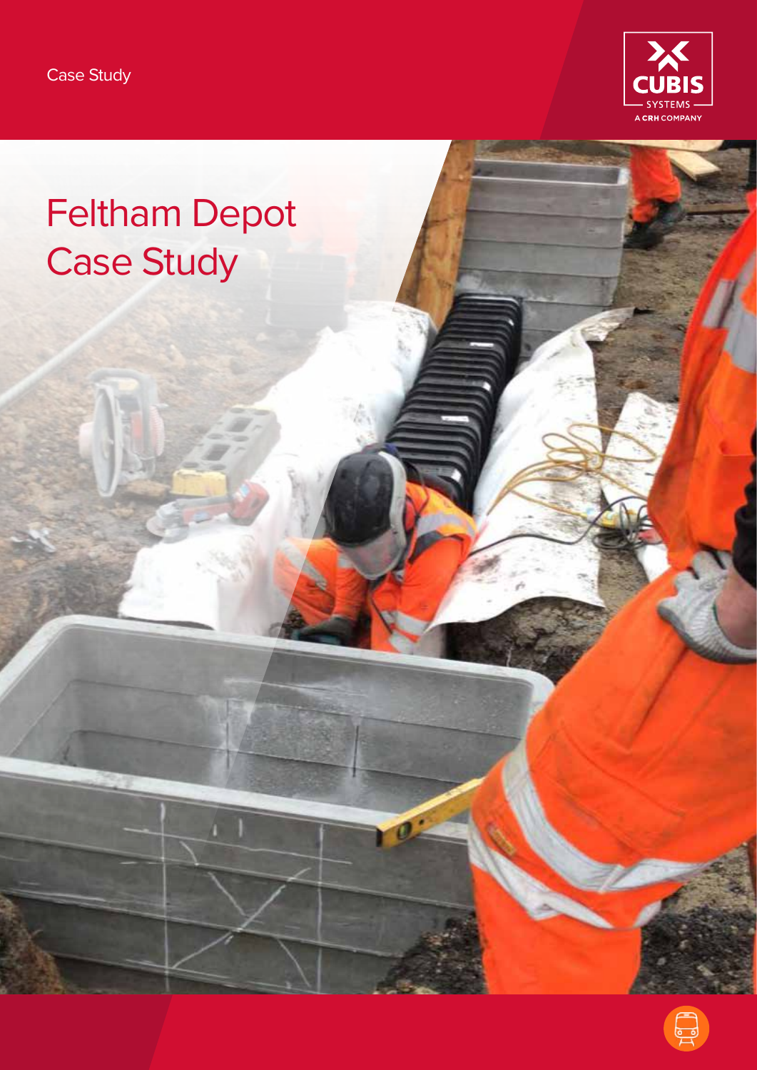Case Study

CUBIS SYSTEMS
A CRH COMPANY

# Feltham Depot Case Study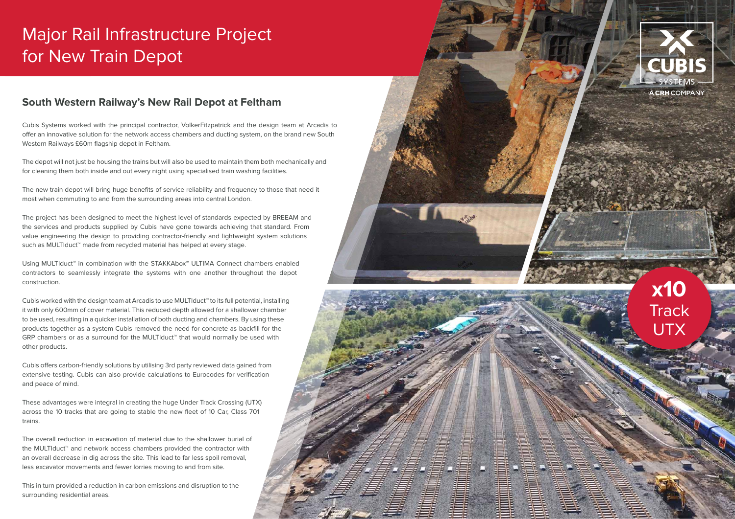# Major Rail Infrastructure Project for New Train Depot

## South Western Railway's New Rail Depot at Feltham

Cubis Systems worked with the principal contractor, VolkerFitzpatrick and the design team at Arcadis to offer an innovative solution for the network access chambers and ducting system, on the brand new South Western Railways £60m flagship depot in Feltham.

The depot will not just be housing the trains but will also be used to maintain them both mechanically and for cleaning them both inside and out every night using specialised train washing facilities.

The new train depot will bring huge benefits of service reliability and frequency to those that need it most when commuting to and from the surrounding areas into central London.

The project has been designed to meet the highest level of standards expected by BREEAM and the services and products supplied by Cubis have gone towards achieving that standard. From value engineering the design to providing contractor-friendly and lightweight system solutions such as MULTIduct™ made from recycled material has helped at every stage.

Using MULTIduct™ in combination with the STAKKAbox™ ULTIMA Connect chambers enabled contractors to seamlessly integrate the systems with one another throughout the depot construction.

Cubis worked with the design team at Arcadis to use MULTIduct™ to its full potential, installing it with only 600mm of cover material. This reduced depth allowed for a shallower chamber to be used, resulting in a quicker installation of both ducting and chambers. By using these products together as a system Cubis removed the need for concrete as backfill for the GRP chambers or as a surround for the MULTIduct™ that would normally be used with other products.

Cubis offers carbon-friendly solutions by utilising 3rd party reviewed data gained from extensive testing. Cubis can also provide calculations to Eurocodes for verification and peace of mind.

These advantages were integral in creating the huge Under Track Crossing (UTX) across the 10 tracks that are going to stable the new fleet of 10 Car, Class 701 trains.

The overall reduction in excavation of material due to the shallower burial of the MULTIduct™ and network access chambers provided the contractor with an overall decrease in dig across the site. This lead to far less spoil removal, less excavator movements and fewer lorries moving to and from site.

This in turn provided a reduction in carbon emissions and disruption to the surrounding residential areas.

CUBIS SYSTEMS
A CRH COMPANY

x10 Track UTX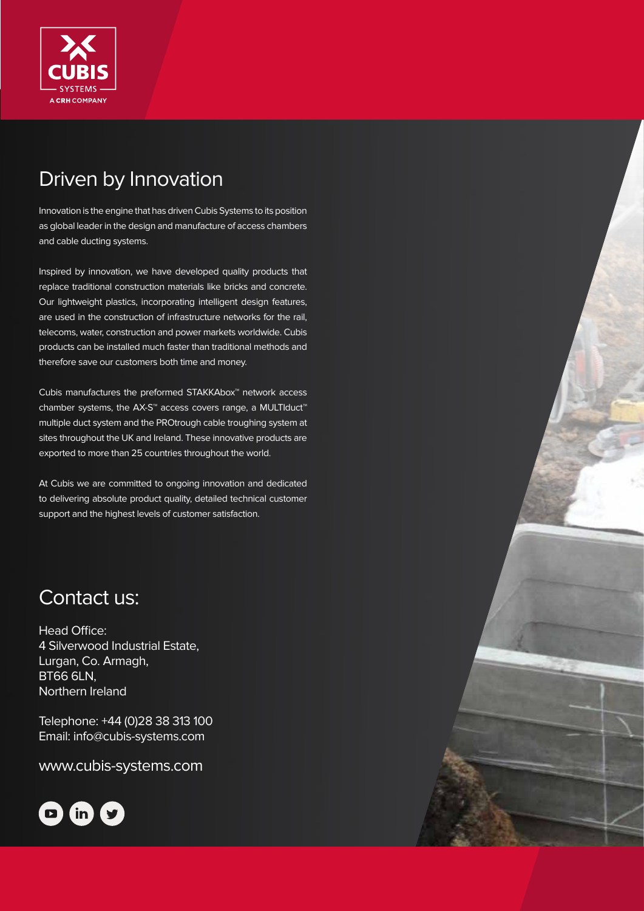CUBIS SYSTEMS
A CRH COMPANY

## Driven by Innovation

Innovation is the engine that has driven Cubis Systems to its position as global leader in the design and manufacture of access chambers and cable ducting systems.

Inspired by innovation, we have developed quality products that replace traditional construction materials like bricks and concrete. Our lightweight plastics, incorporating intelligent design features, are used in the construction of infrastructure networks for the rail, telecoms, water, construction and power markets worldwide. Cubis products can be installed much faster than traditional methods and therefore save our customers both time and money.

Cubis manufactures the preformed STAKKAbox™ network access chamber systems, the AX-S™ access covers range, a MULTIduct™ multiple duct system and the PROtrough cable troughing system at sites throughout the UK and Ireland. These innovative products are exported to more than 25 countries throughout the world.

At Cubis we are committed to ongoing innovation and dedicated to delivering absolute product quality, detailed technical customer support and the highest levels of customer satisfaction.

## Contact us:

Head Office:
4 Silverwood Industrial Estate,
Lurgan, Co. Armagh,
BT66 6LN,
Northern Ireland

Telephone: +44 (0)28 38 313 100
Email: info@cubis-systems.com

www.cubis-systems.com